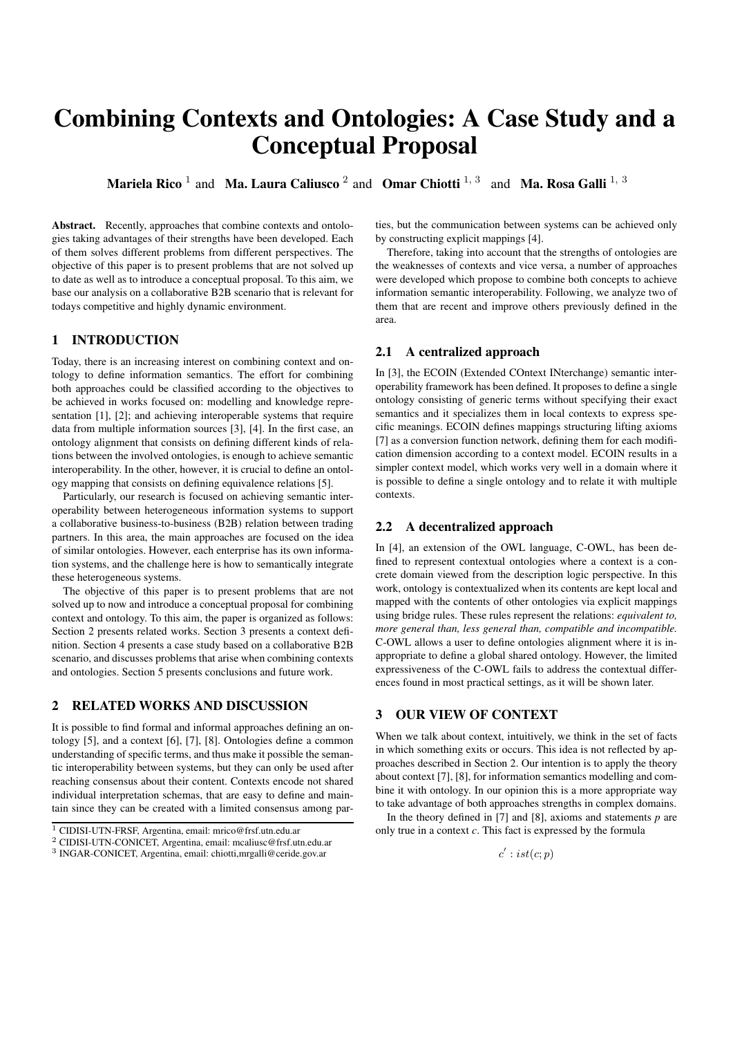# Combining Contexts and Ontologies: A Case Study and a Conceptual Proposal

**Mariela Rico** [1] and **Ma. Laura Caliusco** [2] and **Omar Chiotti** [1, 3] and **Ma. Rosa Galli** [1, 3]

**Abstract.** Recently, approaches that combine contexts and ontologies taking advantages of their strengths have been developed. Each of them solves different problems from different perspectives. The objective of this paper is to present problems that are not solved up to date as well as to introduce a conceptual proposal. To this aim, we base our analysis on a collaborative B2B scenario that is relevant for todays competitive and highly dynamic environment.

## 1 INTRODUCTION

Today, there is an increasing interest on combining context and ontology to define information semantics. The effort for combining both approaches could be classified according to the objectives to be achieved in works focused on: modelling and knowledge representation [1], [2]; and achieving interoperable systems that require data from multiple information sources [3], [4]. In the first case, an ontology alignment that consists on defining different kinds of relations between the involved ontologies, is enough to achieve semantic interoperability. In the other, however, it is crucial to define an ontology mapping that consists on defining equivalence relations [5].

Particularly, our research is focused on achieving semantic interoperability between heterogeneous information systems to support a collaborative business-to-business (B2B) relation between trading partners. In this area, the main approaches are focused on the idea of similar ontologies. However, each enterprise has its own information systems, and the challenge here is how to semantically integrate these heterogeneous systems.

The objective of this paper is to present problems that are not solved up to now and introduce a conceptual proposal for combining context and ontology. To this aim, the paper is organized as follows: Section 2 presents related works. Section 3 presents a context definition. Section 4 presents a case study based on a collaborative B2B scenario, and discusses problems that arise when combining contexts and ontologies. Section 5 presents conclusions and future work.

## 2 RELATED WORKS AND DISCUSSION

It is possible to find formal and informal approaches defining an ontology [5], and a context [6], [7], [8]. Ontologies define a common understanding of specific terms, and thus make it possible the semantic interoperability between systems, but they can only be used after reaching consensus about their content. Contexts encode not shared individual interpretation schemas, that are easy to define and maintain since they can be created with a limited consensus among parties, but the communication between systems can be achieved only by constructing explicit mappings [4].

Therefore, taking into account that the strengths of ontologies are the weaknesses of contexts and vice versa, a number of approaches were developed which propose to combine both concepts to achieve information semantic interoperability. Following, we analyze two of them that are recent and improve others previously defined in the area.

### 2.1 A centralized approach

In [3], the ECOIN (Extended COntext INterchange) semantic interoperability framework has been defined. It proposes to define a single ontology consisting of generic terms without specifying their exact semantics and it specializes them in local contexts to express specific meanings. ECOIN defines mappings structuring lifting axioms [7] as a conversion function network, defining them for each modification dimension according to a context model. ECOIN results in a simpler context model, which works very well in a domain where it is possible to define a single ontology and to relate it with multiple contexts.

### 2.2 A decentralized approach

In [4], an extension of the OWL language, C-OWL, has been defined to represent contextual ontologies where a context is a concrete domain viewed from the description logic perspective. In this work, ontology is contextualized when its contents are kept local and mapped with the contents of other ontologies via explicit mappings using bridge rules. These rules represent the relations: *equivalent to, more general than, less general than, compatible and incompatible.* C-OWL allows a user to define ontologies alignment where it is inappropriate to define a global shared ontology. However, the limited expressiveness of the C-OWL fails to address the contextual differences found in most practical settings, as it will be shown later.

## 3 OUR VIEW OF CONTEXT

When we talk about context, intuitively, we think in the set of facts in which something exits or occurs. This idea is not reflected by approaches described in Section 2. Our intention is to apply the theory about context [7], [8], for information semantics modelling and combine it with ontology. In our opinion this is a more appropriate way to take advantage of both approaches strengths in complex domains.

In the theory defined in [7] and [8], axioms and statements $p$ are only true in a context $c$. This fact is expressed by the formula

$$c' : ist(c; p)$$

[1] CIDISI-UTN-FRSF, Argentina, email: mrico@frsf.utn.edu.ar
[2] CIDISI-UTN-CONICET, Argentina, email: mcaliusc@frsf.utn.edu.ar
[3] INGAR-CONICET, Argentina, email: chiotti,mrgalli@ceride.gov.ar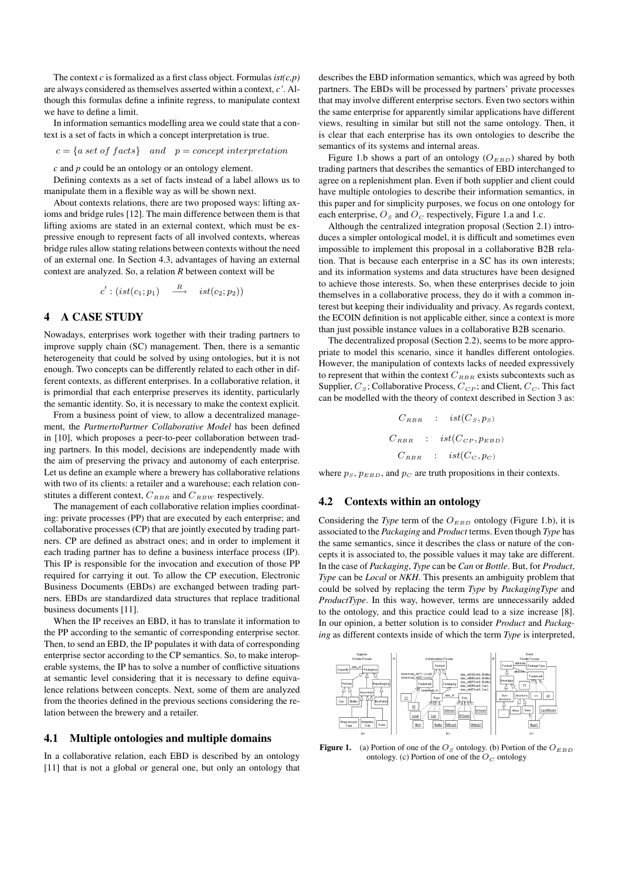The context *c* is formalized as a first class object. Formulas *ist(c,p)* are always considered as themselves asserted within a context, *c'*. Although this formulas define a infinite regress, to manipulate context we have to define a limit.

In information semantics modelling area we could state that a context is a set of facts in which a concept interpretation is true.

$$c = \{a\ set\ of\ facts\} \quad and \quad p = concept\ interpretation$$

*c* and *p* could be an ontology or an ontology element.

Defining contexts as a set of facts instead of a label allows us to manipulate them in a flexible way as will be shown next.

About contexts relations, there are two proposed ways: lifting axioms and bridge rules [12]. The main difference between them is that lifting axioms are stated in an external context, which must be expressive enough to represent facts of all involved contexts, whereas bridge rules allow stating relations between contexts without the need of an external one. In Section 4.3, advantages of having an external context are analyzed. So, a relation *R* between context will be

$$c' : (ist(c_1; p_1) \quad \xrightarrow{R} \quad ist(c_2; p_2))$$

## 4 A CASE STUDY

Nowadays, enterprises work together with their trading partners to improve supply chain (SC) management. Then, there is a semantic heterogeneity that could be solved by using ontologies, but it is not enough. Two concepts can be differently related to each other in different contexts, as different enterprises. In a collaborative relation, it is primordial that each enterprise preserves its identity, particularly the semantic identity. So, it is necessary to make the context explicit.

From a business point of view, to allow a decentralized management, the *PartnertoPartner Collaborative Model* has been defined in [10], which proposes a peer-to-peer collaboration between trading partners. In this model, decisions are independently made with the aim of preserving the privacy and autonomy of each enterprise. Let us define an example where a brewery has collaborative relations with two of its clients: a retailer and a warehouse; each relation constitutes a different context, $C_{RBR}$ and $C_{RBW}$ respectively.

The management of each collaborative relation implies coordinating: private processes (PP) that are executed by each enterprise; and collaborative processes (CP) that are jointly executed by trading partners. CP are defined as abstract ones; and in order to implement it each trading partner has to define a business interface process (IP). This IP is responsible for the invocation and execution of those PP required for carrying it out. To allow the CP execution, Electronic Business Documents (EBDs) are exchanged between trading partners. EBDs are standardized data structures that replace traditional business documents [11].

When the IP receives an EBD, it has to translate it information to the PP according to the semantic of corresponding enterprise sector. Then, to send an EBD, the IP populates it with data of corresponding enterprise sector according to the CP semantics. So, to make interoperable systems, the IP has to solve a number of conflictive situations at semantic level considering that it is necessary to define equivalence relations between concepts. Next, some of them are analyzed from the theories defined in the previous sections considering the relation between the brewery and a retailer.

### 4.1 Multiple ontologies and multiple domains

In a collaborative relation, each EBD is described by an ontology [11] that is not a global or general one, but only an ontology that describes the EBD information semantics, which was agreed by both partners. The EBDs will be processed by partners' private processes that may involve different enterprise sectors. Even two sectors within the same enterprise for apparently similar applications have different views, resulting in similar but still not the same ontology. Then, it is clear that each enterprise has its own ontologies to describe the semantics of its systems and internal areas.

Figure 1.b shows a part of an ontology ($O_{EBD}$) shared by both trading partners that describes the semantics of EBD interchanged to agree on a replenishment plan. Even if both supplier and client could have multiple ontologies to describe their information semantics, in this paper and for simplicity purposes, we focus on one ontology for each enterprise, $O_S$ and $O_C$ respectively, Figure 1.a and 1.c.

Although the centralized integration proposal (Section 2.1) introduces a simpler ontological model, it is difficult and sometimes even impossible to implement this proposal in a collaborative B2B relation. That is because each enterprise in a SC has its own interests; and its information systems and data structures have been designed to achieve those interests. So, when these enterprises decide to join themselves in a collaborative process, they do it with a common interest but keeping their individuality and privacy. As regards context, the ECOIN definition is not applicable either, since a context is more than just possible instance values in a collaborative B2B scenario.

The decentralized proposal (Section 2.2), seems to be more appropriate to model this scenario, since it handles different ontologies. However, the manipulation of contexts lacks of needed expressively to represent that within the context $C_{RBR}$ exists subcontexts such as Supplier, $C_S$; Collaborative Process, $C_{CP}$; and Client, $C_C$. This fact can be modelled with the theory of context described in Section 3 as:

$$C_{RBR} \quad : \quad ist(C_S, p_S)$$

$$C_{RBR} \quad : \quad ist(C_{CP}, p_{EBD})$$

$$C_{RBR} \quad : \quad ist(C_C, p_C)$$

where $p_S$, $p_{EBD}$, and $p_C$ are truth propositions in their contexts.

### 4.2 Contexts within an ontology

Considering the *Type* term of the $O_{EBD}$ ontology (Figure 1.b), it is associated to the *Packaging* and *Product* terms. Even though *Type* has the same semantics, since it describes the class or nature of the concepts it is associated to, the possible values it may take are different. In the case of *Packaging*, *Type* can be *Can* or *Bottle*. But, for *Product*, *Type* can be *Local* or *NKH*. This presents an ambiguity problem that could be solved by replacing the term *Type* by *PackagingType* and *ProductType*. In this way, however, terms are unnecessarily added to the ontology, and this practice could lead to a size increase [8]. In our opinion, a better solution is to consider *Product* and *Packaging* as different contexts inside of which the term *Type* is interpreted,

**Figure 1.** (a) Portion of one of the $O_S$ ontology. (b) Portion of the $O_{EBD}$ ontology. (c) Portion of one of the $O_C$ ontology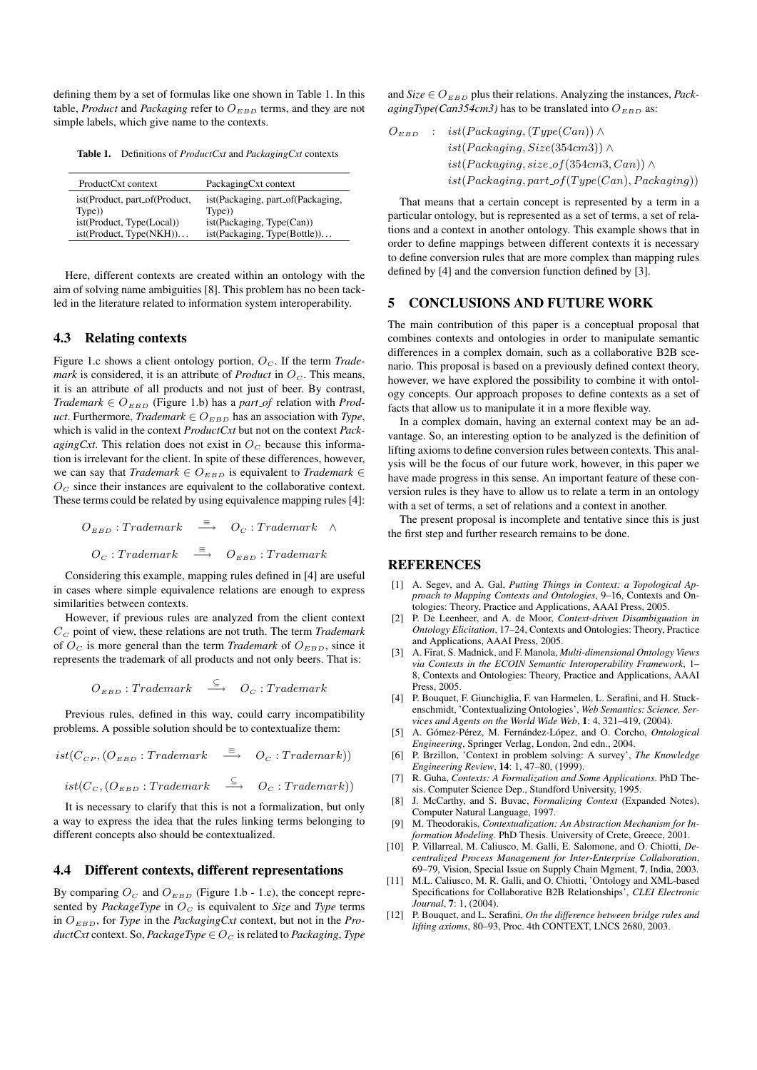defining them by a set of formulas like one shown in Table 1. In this table, *Product* and *Packaging* refer to $O_{EBD}$ terms, and they are not simple labels, which give name to the contexts.

**Table 1.** Definitions of *ProductCxt* and *PackagingCxt* contexts

| ProductCxt context | PackagingCxt context |
|---|---|
| ist(Product, part_of(Product, Type)) | ist(Packaging, part_of(Packaging, Type)) |
| ist(Product, Type(Local)) | ist(Packaging, Type(Can)) |
| ist(Product, Type(NKH))... | ist(Packaging, Type(Bottle))... |

Here, different contexts are created within an ontology with the aim of solving name ambiguities [8]. This problem has no been tackled in the literature related to information system interoperability.

### 4.3 Relating contexts

Figure 1.c shows a client ontology portion, $O_C$. If the term *Trademark* is considered, it is an attribute of *Product* in $O_C$. This means, it is an attribute of all products and not just of beer. By contrast, *Trademark* $\in O_{EBD}$ (Figure 1.b) has a *part_of* relation with *Product*. Furthermore, *Trademark* $\in O_{EBD}$ has an association with *Type*, which is valid in the context *ProductCxt* but not on the context *PackagingCxt*. This relation does not exist in $O_C$ because this information is irrelevant for the client. In spite of these differences, however, we can say that *Trademark* $\in O_{EBD}$ is equivalent to *Trademark* $\in O_C$ since their instances are equivalent to the collaborative context. These terms could be related by using equivalence mapping rules [4]:

$$O_{EBD} : Trademark \overset{\equiv}{\longrightarrow} O_C : Trademark \;\; \wedge$$

$$O_C : Trademark \overset{\equiv}{\longrightarrow} O_{EBD} : Trademark$$

Considering this example, mapping rules defined in [4] are useful in cases where simple equivalence relations are enough to express similarities between contexts.

However, if previous rules are analyzed from the client context $C_C$ point of view, these relations are not truth. The term *Trademark* of $O_C$ is more general than the term *Trademark* of $O_{EBD}$, since it represents the trademark of all products and not only beers. That is:

$$O_{EBD} : Trademark \overset{\subseteq}{\longrightarrow} O_C : Trademark$$

Previous rules, defined in this way, could carry incompatibility problems. A possible solution should be to contextualize them:

$$ist(C_{CP}, (O_{EBD} : Trademark \overset{\equiv}{\longrightarrow} O_C : Trademark))$$

$$ist(C_C, (O_{EBD} : Trademark \overset{\subseteq}{\longrightarrow} O_C : Trademark))$$

It is necessary to clarify that this is not a formalization, but only a way to express the idea that the rules linking terms belonging to different concepts also should be contextualized.

### 4.4 Different contexts, different representations

By comparing $O_C$ and $O_{EBD}$ (Figure 1.b - 1.c), the concept represented by *PackageType* in $O_C$ is equivalent to *Size* and *Type* terms in $O_{EBD}$, for *Type* in the *PackagingCxt* context, but not in the *ProductCxt* context. So, *PackageType* $\in O_C$ is related to *Packaging*, *Type* and *Size* $\in O_{EBD}$ plus their relations. Analyzing the instances, *PackagingType(Can354cm3)* has to be translated into $O_{EBD}$ as:

$$\begin{aligned} O_{EBD} \;\; : \;\; & ist(Packaging, (Type(Can)) \wedge \\ & ist(Packaging, Size(354cm3)) \wedge \\ & ist(Packaging, size\_of(354cm3, Can)) \wedge \\ & ist(Packaging, part\_of(Type(Can), Packaging)) \end{aligned}$$

That means that a certain concept is represented by a term in a particular ontology, but is represented as a set of terms, a set of relations and a context in another ontology. This example shows that in order to define mappings between different contexts it is necessary to define conversion rules that are more complex than mapping rules defined by [4] and the conversion function defined by [3].

## 5 CONCLUSIONS AND FUTURE WORK

The main contribution of this paper is a conceptual proposal that combines contexts and ontologies in order to manipulate semantic differences in a complex domain, such as a collaborative B2B scenario. This proposal is based on a previously defined context theory, however, we have explored the possibility to combine it with ontology concepts. Our approach proposes to define contexts as a set of facts that allow us to manipulate it in a more flexible way.

In a complex domain, having an external context may be an advantage. So, an interesting option to be analyzed is the definition of lifting axioms to define conversion rules between contexts. This analysis will be the focus of our future work, however, in this paper we have made progress in this sense. An important feature of these conversion rules is they have to allow us to relate a term in an ontology with a set of terms, a set of relations and a context in another.

The present proposal is incomplete and tentative since this is just the first step and further research remains to be done.

## REFERENCES

[1] A. Segev, and A. Gal, *Putting Things in Context: a Topological Approach to Mapping Contexts and Ontologies*, 9–16, Contexts and Ontologies: Theory, Practice and Applications, AAAI Press, 2005.

[2] P. De Leenheer, and A. de Moor, *Context-driven Disambiguation in Ontology Elicitation*, 17–24, Contexts and Ontologies: Theory, Practice and Applications, AAAI Press, 2005.

[3] A. Firat, S. Madnick, and F. Manola, *Multi-dimensional Ontology Views via Contexts in the ECOIN Semantic Interoperability Framework*, 1–8, Contexts and Ontologies: Theory, Practice and Applications, AAAI Press, 2005.

[4] P. Bouquet, F. Giunchiglia, F. van Harmelen, L. Serafini, and H. Stuckenschmidt, 'Contextualizing Ontologies', *Web Semantics: Science, Services and Agents on the World Wide Web*, **1**: 4, 321–419, (2004).

[5] A. Gómez-Pérez, M. Fernández-López, and O. Corcho, *Ontological Engineering*, Springer Verlag, London, 2nd edn., 2004.

[6] P. Brzillon, 'Context in problem solving: A survey', *The Knowledge Engineering Review*, **14**: 1, 47–80, (1999).

[7] R. Guha, *Contexts: A Formalization and Some Applications*. PhD Thesis. Computer Science Dep., Standford University, 1995.

[8] J. McCarthy, and S. Buvac, *Formalizing Context* (Expanded Notes), Computer Natural Language, 1997.

[9] M. Theodorakis, *Contextualization: An Abstraction Mechanism for Information Modeling*. PhD Thesis. University of Crete, Greece, 2001.

[10] P. Villarreal, M. Caliusco, M. Galli, E. Salomone, and O. Chiotti, *Decentralized Process Management for Inter-Enterprise Collaboration*, 69–79, Vision, Special Issue on Supply Chain Mgment, **7**, India, 2003.

[11] M.L. Caliusco, M. R. Galli, and O. Chiotti, 'Ontology and XML-based Specifications for Collaborative B2B Relationships', *CLEI Electronic Journal*, **7**: 1, (2004).

[12] P. Bouquet, and L. Serafini, *On the difference between bridge rules and lifting axioms*, 80–93, Proc. 4th CONTEXT, LNCS 2680, 2003.